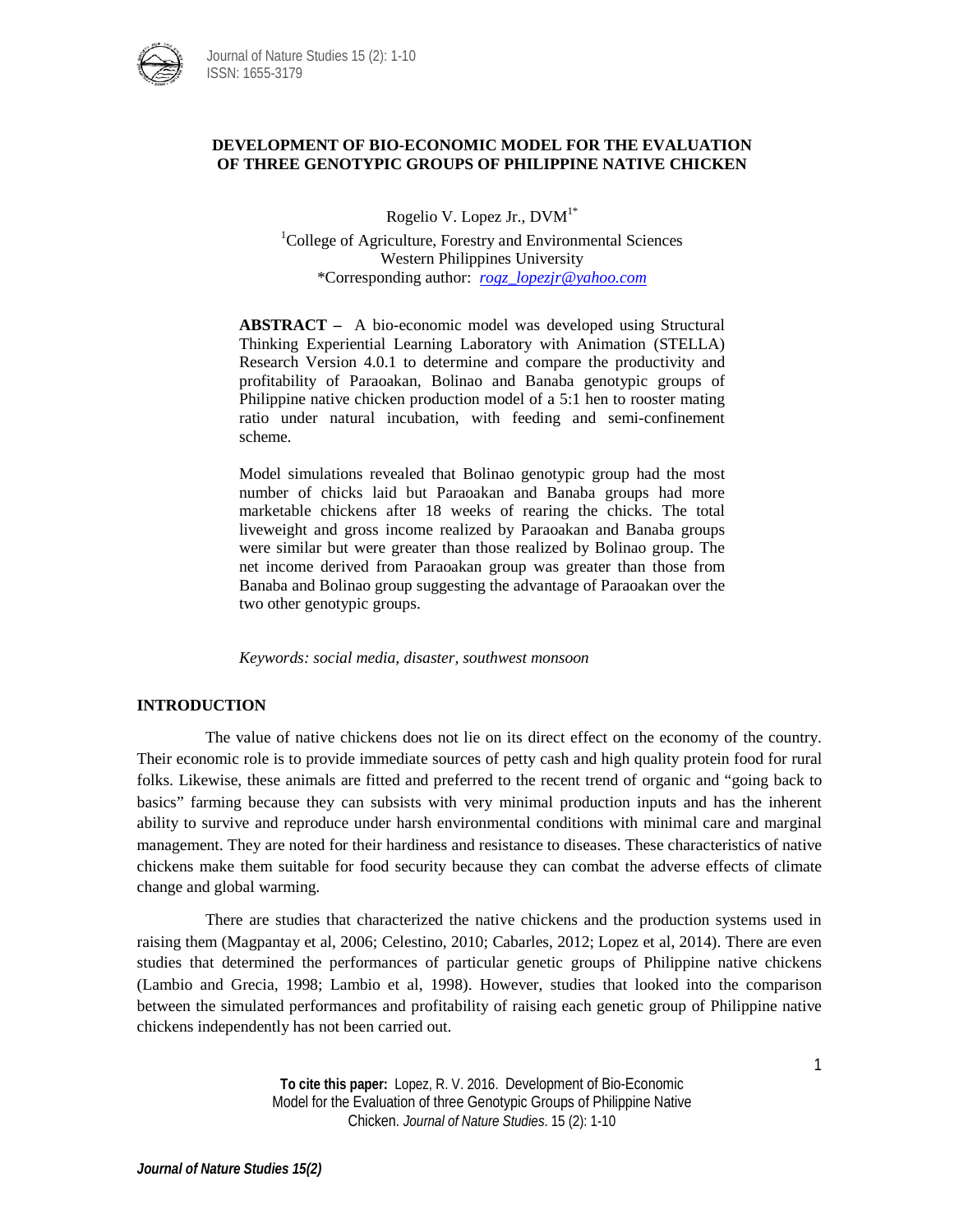# DEVELOPMENT OF BIO-ECONOMIC MODEL FOR THE EVALUATION OF THREE GENOTYPIC GROUPS OF PHILIPPINE NATIVE CHICKEN

Rogelio V. Lopez Jr., DVM[1*]

[1]College of Agriculture, Forestry and Environmental Sciences
Western Philippines University
*Corresponding author: *rogz_lopezjr@yahoo.com*

**ABSTRACT –** A bio-economic model was developed using Structural Thinking Experiential Learning Laboratory with Animation (STELLA) Research Version 4.0.1 to determine and compare the productivity and profitability of Paraoakan, Bolinao and Banaba genotypic groups of Philippine native chicken production model of a 5:1 hen to rooster mating ratio under natural incubation, with feeding and semi-confinement scheme.

Model simulations revealed that Bolinao genotypic group had the most number of chicks laid but Paraoakan and Banaba groups had more marketable chickens after 18 weeks of rearing the chicks. The total liveweight and gross income realized by Paraoakan and Banaba groups were similar but were greater than those realized by Bolinao group. The net income derived from Paraoakan group was greater than those from Banaba and Bolinao group suggesting the advantage of Paraoakan over the two other genotypic groups.

*Keywords: social media, disaster, southwest monsoon*

## INTRODUCTION

The value of native chickens does not lie on its direct effect on the economy of the country. Their economic role is to provide immediate sources of petty cash and high quality protein food for rural folks. Likewise, these animals are fitted and preferred to the recent trend of organic and "going back to basics" farming because they can subsists with very minimal production inputs and has the inherent ability to survive and reproduce under harsh environmental conditions with minimal care and marginal management. They are noted for their hardiness and resistance to diseases. These characteristics of native chickens make them suitable for food security because they can combat the adverse effects of climate change and global warming.

There are studies that characterized the native chickens and the production systems used in raising them (Magpantay et al, 2006; Celestino, 2010; Cabarles, 2012; Lopez et al, 2014). There are even studies that determined the performances of particular genetic groups of Philippine native chickens (Lambio and Grecia, 1998; Lambio et al, 1998). However, studies that looked into the comparison between the simulated performances and profitability of raising each genetic group of Philippine native chickens independently has not been carried out.

**To cite this paper:** Lopez, R. V. 2016. Development of Bio-Economic Model for the Evaluation of three Genotypic Groups of Philippine Native Chicken. *Journal of Nature Studies*. 15 (2): 1-10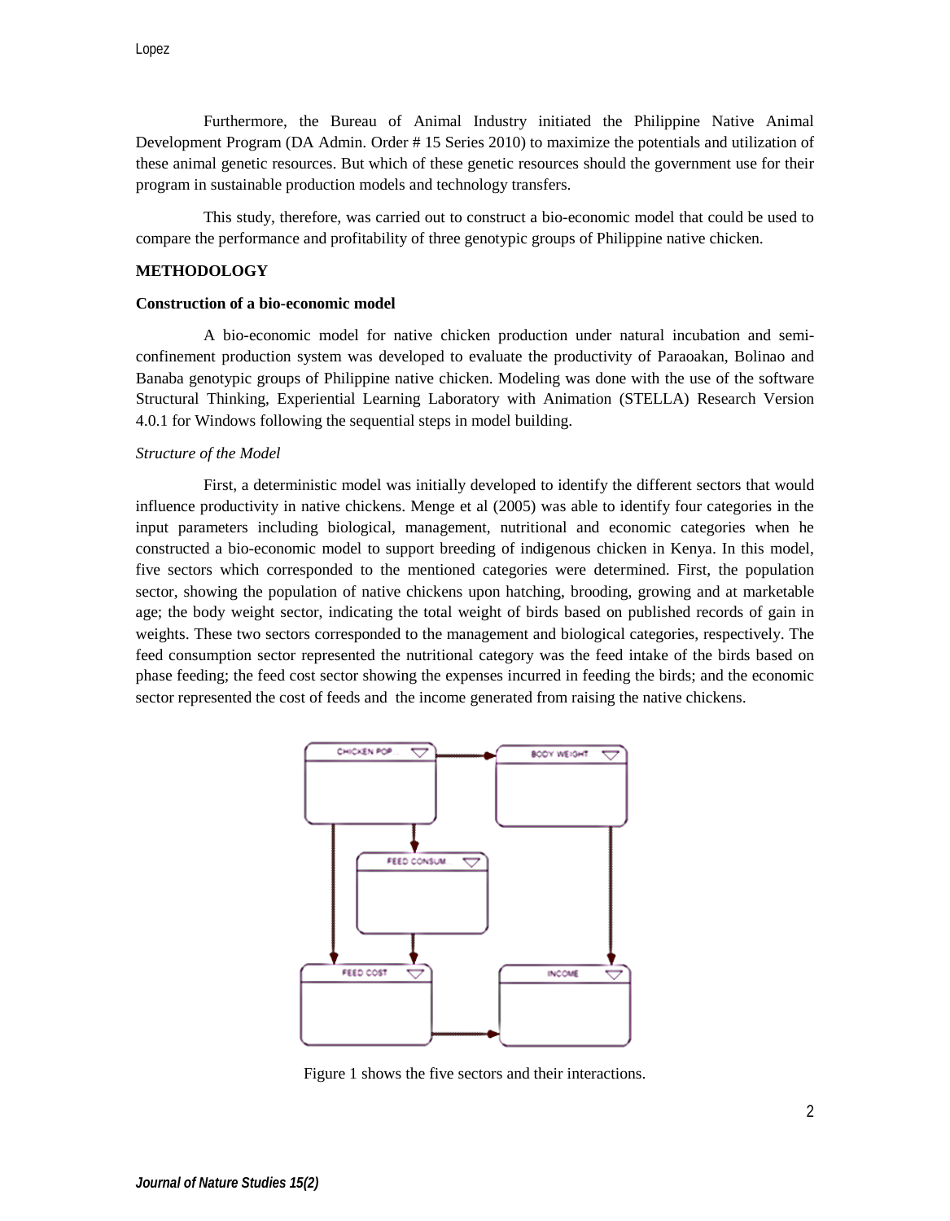Furthermore, the Bureau of Animal Industry initiated the Philippine Native Animal Development Program (DA Admin. Order # 15 Series 2010) to maximize the potentials and utilization of these animal genetic resources. But which of these genetic resources should the government use for their program in sustainable production models and technology transfers.

This study, therefore, was carried out to construct a bio-economic model that could be used to compare the performance and profitability of three genotypic groups of Philippine native chicken.

## METHODOLOGY

### Construction of a bio-economic model

A bio-economic model for native chicken production under natural incubation and semi-confinement production system was developed to evaluate the productivity of Paraoakan, Bolinao and Banaba genotypic groups of Philippine native chicken. Modeling was done with the use of the software Structural Thinking, Experiential Learning Laboratory with Animation (STELLA) Research Version 4.0.1 for Windows following the sequential steps in model building.

*Structure of the Model*

First, a deterministic model was initially developed to identify the different sectors that would influence productivity in native chickens. Menge et al (2005) was able to identify four categories in the input parameters including biological, management, nutritional and economic categories when he constructed a bio-economic model to support breeding of indigenous chicken in Kenya. In this model, five sectors which corresponded to the mentioned categories were determined. First, the population sector, showing the population of native chickens upon hatching, brooding, growing and at marketable age; the body weight sector, indicating the total weight of birds based on published records of gain in weights. These two sectors corresponded to the management and biological categories, respectively. The feed consumption sector represented the nutritional category was the feed intake of the birds based on phase feeding; the feed cost sector showing the expenses incurred in feeding the birds; and the economic sector represented the cost of feeds and the income generated from raising the native chickens.

Figure 1 shows the five sectors and their interactions.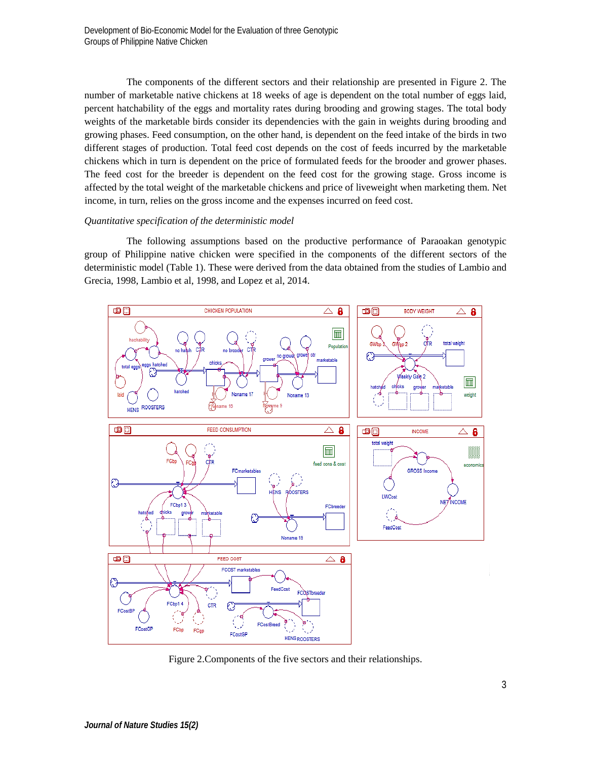The components of the different sectors and their relationship are presented in Figure 2. The number of marketable native chickens at 18 weeks of age is dependent on the total number of eggs laid, percent hatchability of the eggs and mortality rates during brooding and growing stages. The total body weights of the marketable birds consider its dependencies with the gain in weights during brooding and growing phases. Feed consumption, on the other hand, is dependent on the feed intake of the birds in two different stages of production. Total feed cost depends on the cost of feeds incurred by the marketable chickens which in turn is dependent on the price of formulated feeds for the brooder and grower phases. The feed cost for the breeder is dependent on the feed cost for the growing stage. Gross income is affected by the total weight of the marketable chickens and price of liveweight when marketing them. Net income, in turn, relies on the gross income and the expenses incurred on feed cost.

*Quantitative specification of the deterministic model*

The following assumptions based on the productive performance of Paraoakan genotypic group of Philippine native chicken were specified in the components of the different sectors of the deterministic model (Table 1). These were derived from the data obtained from the studies of Lambio and Grecia, 1998, Lambio et al, 1998, and Lopez et al, 2014.

Figure 2.Components of the five sectors and their relationships.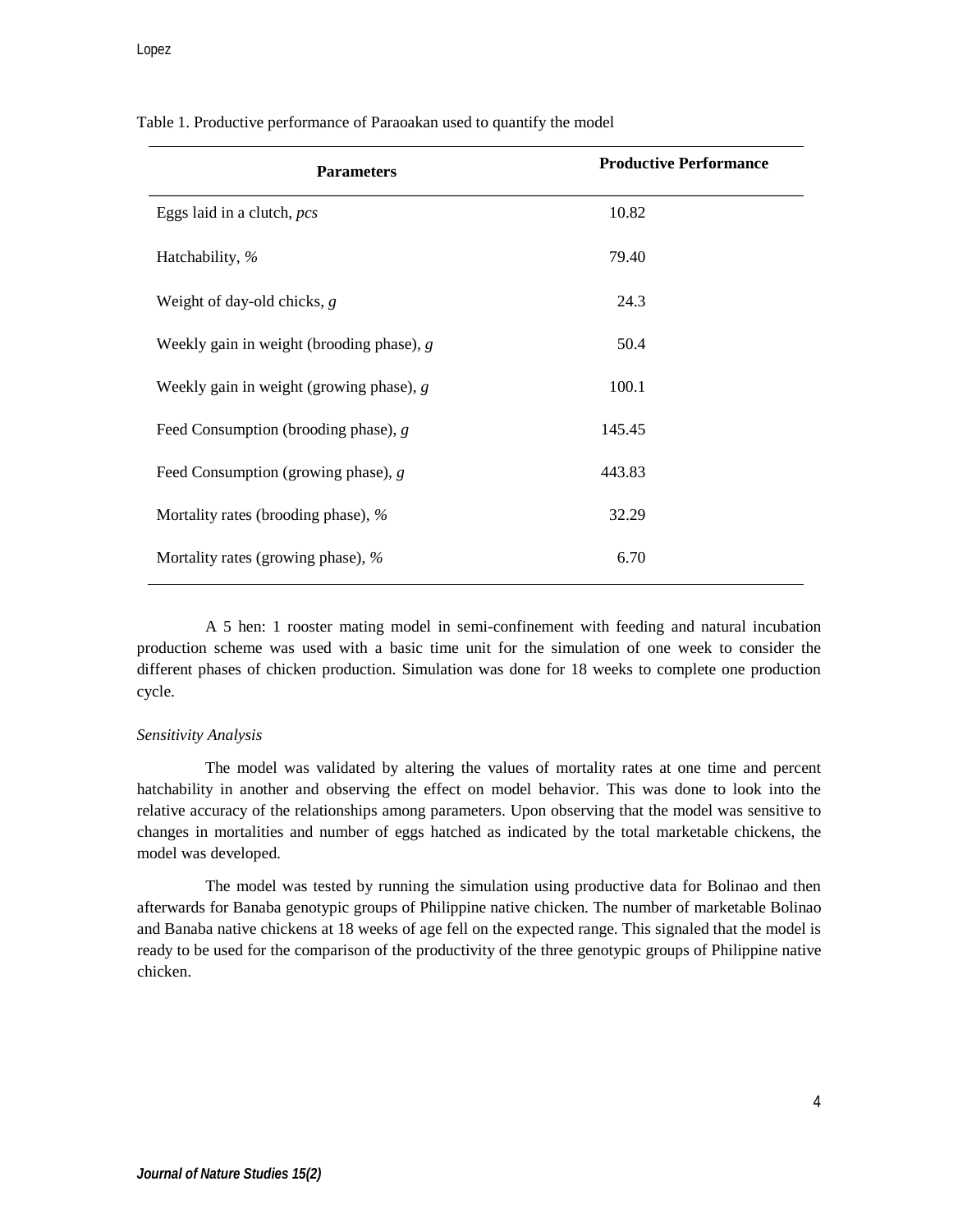Table 1. Productive performance of Paraoakan used to quantify the model

| Parameters | Productive Performance |
|---|---|
| Eggs laid in a clutch, *pcs* | 10.82 |
| Hatchability, *%* | 79.40 |
| Weight of day-old chicks, *g* | 24.3 |
| Weekly gain in weight (brooding phase), *g* | 50.4 |
| Weekly gain in weight (growing phase), *g* | 100.1 |
| Feed Consumption (brooding phase), *g* | 145.45 |
| Feed Consumption (growing phase), *g* | 443.83 |
| Mortality rates (brooding phase), *%* | 32.29 |
| Mortality rates (growing phase), *%* | 6.70 |

A 5 hen: 1 rooster mating model in semi-confinement with feeding and natural incubation production scheme was used with a basic time unit for the simulation of one week to consider the different phases of chicken production. Simulation was done for 18 weeks to complete one production cycle.

*Sensitivity Analysis*

The model was validated by altering the values of mortality rates at one time and percent hatchability in another and observing the effect on model behavior. This was done to look into the relative accuracy of the relationships among parameters. Upon observing that the model was sensitive to changes in mortalities and number of eggs hatched as indicated by the total marketable chickens, the model was developed.

The model was tested by running the simulation using productive data for Bolinao and then afterwards for Banaba genotypic groups of Philippine native chicken. The number of marketable Bolinao and Banaba native chickens at 18 weeks of age fell on the expected range. This signaled that the model is ready to be used for the comparison of the productivity of the three genotypic groups of Philippine native chicken.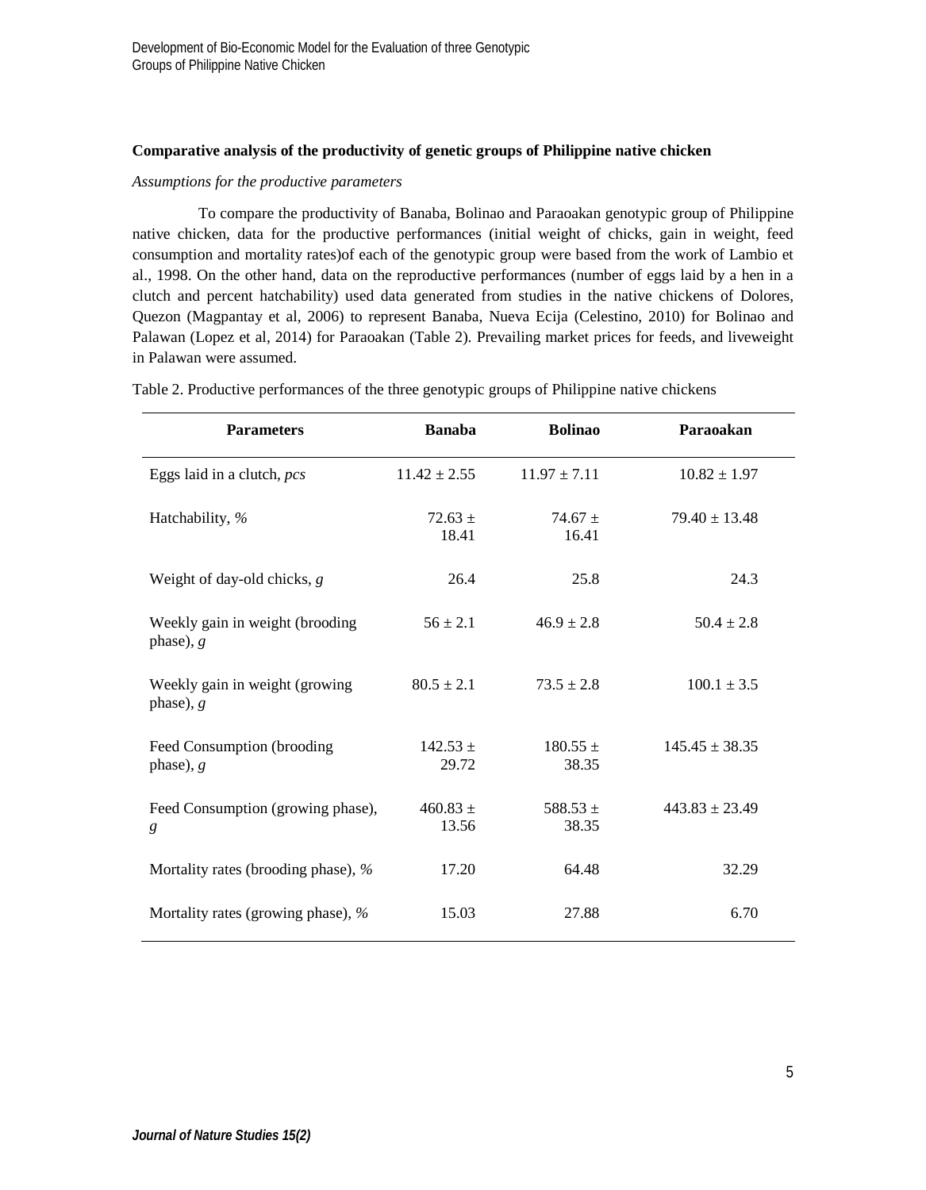### Comparative analysis of the productivity of genetic groups of Philippine native chicken

*Assumptions for the productive parameters*

To compare the productivity of Banaba, Bolinao and Paraoakan genotypic group of Philippine native chicken, data for the productive performances (initial weight of chicks, gain in weight, feed consumption and mortality rates)of each of the genotypic group were based from the work of Lambio et al., 1998. On the other hand, data on the reproductive performances (number of eggs laid by a hen in a clutch and percent hatchability) used data generated from studies in the native chickens of Dolores, Quezon (Magpantay et al, 2006) to represent Banaba, Nueva Ecija (Celestino, 2010) for Bolinao and Palawan (Lopez et al, 2014) for Paraoakan (Table 2). Prevailing market prices for feeds, and liveweight in Palawan were assumed.

Table 2. Productive performances of the three genotypic groups of Philippine native chickens

| Parameters | Banaba | Bolinao | Paraoakan |
|---|---|---|---|
| Eggs laid in a clutch, *pcs* | 11.42 ± 2.55 | 11.97 ± 7.11 | 10.82 ± 1.97 |
| Hatchability, *%* | 72.63 ± 18.41 | 74.67 ± 16.41 | 79.40 ± 13.48 |
| Weight of day-old chicks, *g* | 26.4 | 25.8 | 24.3 |
| Weekly gain in weight (brooding phase), *g* | 56 ± 2.1 | 46.9 ± 2.8 | 50.4 ± 2.8 |
| Weekly gain in weight (growing phase), *g* | 80.5 ± 2.1 | 73.5 ± 2.8 | 100.1 ± 3.5 |
| Feed Consumption (brooding phase), *g* | 142.53 ± 29.72 | 180.55 ± 38.35 | 145.45 ± 38.35 |
| Feed Consumption (growing phase), *g* | 460.83 ± 13.56 | 588.53 ± 38.35 | 443.83 ± 23.49 |
| Mortality rates (brooding phase), *%* | 17.20 | 64.48 | 32.29 |
| Mortality rates (growing phase), *%* | 15.03 | 27.88 | 6.70 |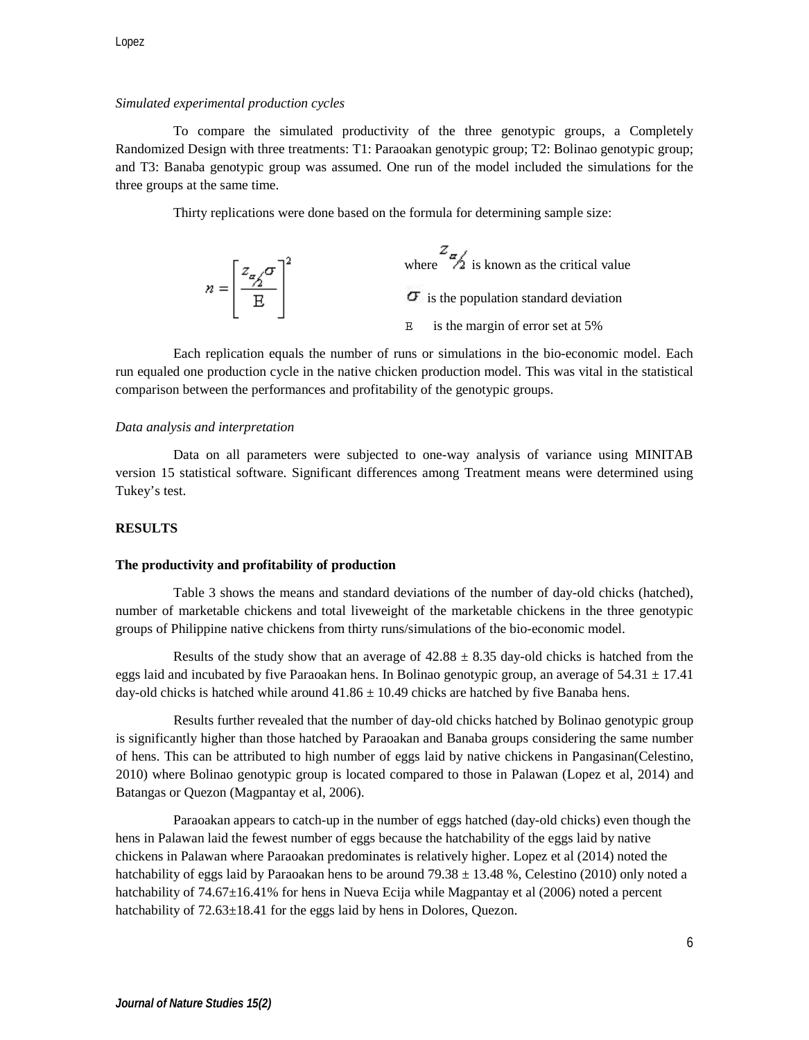*Simulated experimental production cycles*

To compare the simulated productivity of the three genotypic groups, a Completely Randomized Design with three treatments: T1: Paraoakan genotypic group; T2: Bolinao genotypic group; and T3: Banaba genotypic group was assumed. One run of the model included the simulations for the three groups at the same time.

Thirty replications were done based on the formula for determining sample size:

$$n = \left[ \frac{z_{\alpha/2}\sigma}{E} \right]^2$$

where $z_{\alpha/2}$ is known as the critical value

$\sigma$ is the population standard deviation

$E$ is the margin of error set at 5%

Each replication equals the number of runs or simulations in the bio-economic model. Each run equaled one production cycle in the native chicken production model. This was vital in the statistical comparison between the performances and profitability of the genotypic groups.

*Data analysis and interpretation*

Data on all parameters were subjected to one-way analysis of variance using MINITAB version 15 statistical software. Significant differences among Treatment means were determined using Tukey's test.

**RESULTS**

**The productivity and profitability of production**

Table 3 shows the means and standard deviations of the number of day-old chicks (hatched), number of marketable chickens and total liveweight of the marketable chickens in the three genotypic groups of Philippine native chickens from thirty runs/simulations of the bio-economic model.

Results of the study show that an average of 42.88 ± 8.35 day-old chicks is hatched from the eggs laid and incubated by five Paraoakan hens. In Bolinao genotypic group, an average of 54.31 ± 17.41 day-old chicks is hatched while around 41.86 ± 10.49 chicks are hatched by five Banaba hens.

Results further revealed that the number of day-old chicks hatched by Bolinao genotypic group is significantly higher than those hatched by Paraoakan and Banaba groups considering the same number of hens. This can be attributed to high number of eggs laid by native chickens in Pangasinan(Celestino, 2010) where Bolinao genotypic group is located compared to those in Palawan (Lopez et al, 2014) and Batangas or Quezon (Magpantay et al, 2006).

Paraoakan appears to catch-up in the number of eggs hatched (day-old chicks) even though the hens in Palawan laid the fewest number of eggs because the hatchability of the eggs laid by native chickens in Palawan where Paraoakan predominates is relatively higher. Lopez et al (2014) noted the hatchability of eggs laid by Paraoakan hens to be around 79.38 ± 13.48 %, Celestino (2010) only noted a hatchability of 74.67±16.41% for hens in Nueva Ecija while Magpantay et al (2006) noted a percent hatchability of 72.63±18.41 for the eggs laid by hens in Dolores, Quezon.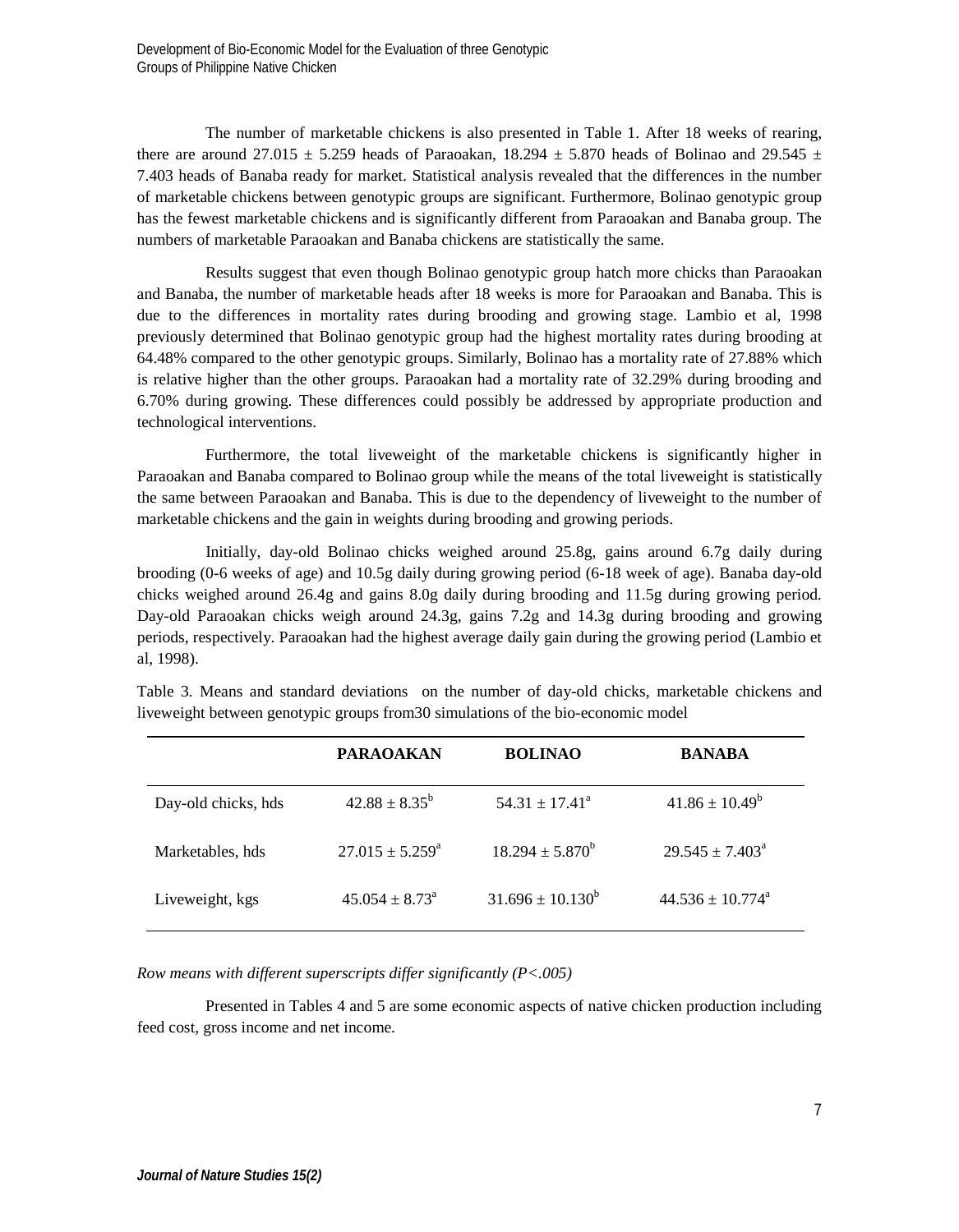The number of marketable chickens is also presented in Table 1. After 18 weeks of rearing, there are around 27.015 ± 5.259 heads of Paraoakan, 18.294 ± 5.870 heads of Bolinao and 29.545 ± 7.403 heads of Banaba ready for market. Statistical analysis revealed that the differences in the number of marketable chickens between genotypic groups are significant. Furthermore, Bolinao genotypic group has the fewest marketable chickens and is significantly different from Paraoakan and Banaba group. The numbers of marketable Paraoakan and Banaba chickens are statistically the same.

Results suggest that even though Bolinao genotypic group hatch more chicks than Paraoakan and Banaba, the number of marketable heads after 18 weeks is more for Paraoakan and Banaba. This is due to the differences in mortality rates during brooding and growing stage. Lambio et al, 1998 previously determined that Bolinao genotypic group had the highest mortality rates during brooding at 64.48% compared to the other genotypic groups. Similarly, Bolinao has a mortality rate of 27.88% which is relative higher than the other groups. Paraoakan had a mortality rate of 32.29% during brooding and 6.70% during growing. These differences could possibly be addressed by appropriate production and technological interventions.

Furthermore, the total liveweight of the marketable chickens is significantly higher in Paraoakan and Banaba compared to Bolinao group while the means of the total liveweight is statistically the same between Paraoakan and Banaba. This is due to the dependency of liveweight to the number of marketable chickens and the gain in weights during brooding and growing periods.

Initially, day-old Bolinao chicks weighed around 25.8g, gains around 6.7g daily during brooding (0-6 weeks of age) and 10.5g daily during growing period (6-18 week of age). Banaba day-old chicks weighed around 26.4g and gains 8.0g daily during brooding and 11.5g during growing period. Day-old Paraoakan chicks weigh around 24.3g, gains 7.2g and 14.3g during brooding and growing periods, respectively. Paraoakan had the highest average daily gain during the growing period (Lambio et al, 1998).

Table 3. Means and standard deviations on the number of day-old chicks, marketable chickens and liveweight between genotypic groups from30 simulations of the bio-economic model

| | **PARAOAKAN** | **BOLINAO** | **BANABA** |
|---|---|---|---|
| Day-old chicks, hds | $42.88 \pm 8.35^{b}$ | $54.31 \pm 17.41^{a}$ | $41.86 \pm 10.49^{b}$ |
| Marketables, hds | $27.015 \pm 5.259^{a}$ | $18.294 \pm 5.870^{b}$ | $29.545 \pm 7.403^{a}$ |
| Liveweight, kgs | $45.054 \pm 8.73^{a}$ | $31.696 \pm 10.130^{b}$ | $44.536 \pm 10.774^{a}$ |

*Row means with different superscripts differ significantly (P<.005)*

Presented in Tables 4 and 5 are some economic aspects of native chicken production including feed cost, gross income and net income.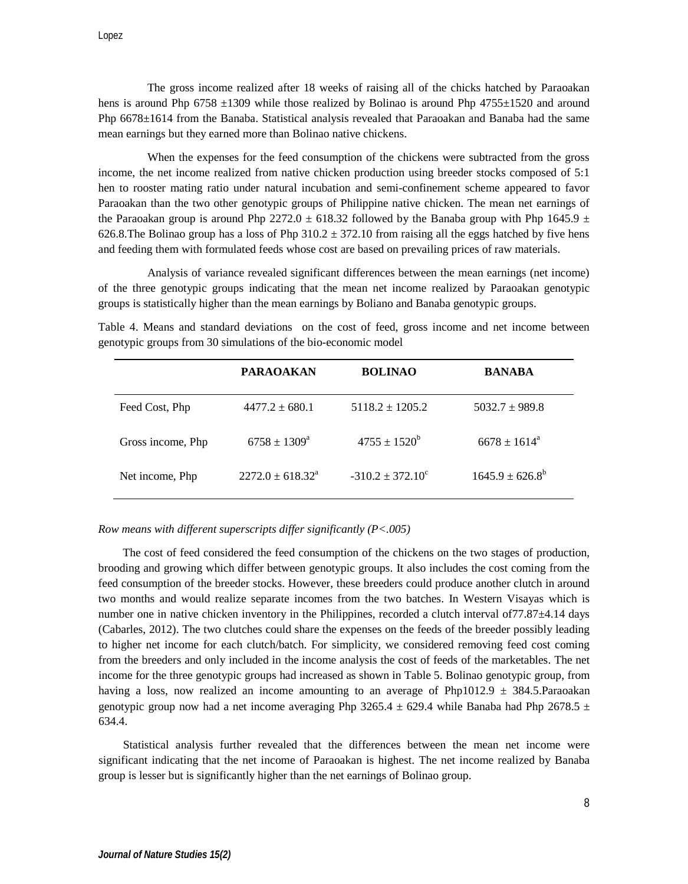The gross income realized after 18 weeks of raising all of the chicks hatched by Paraoakan hens is around Php 6758 ±1309 while those realized by Bolinao is around Php 4755±1520 and around Php 6678±1614 from the Banaba. Statistical analysis revealed that Paraoakan and Banaba had the same mean earnings but they earned more than Bolinao native chickens.

When the expenses for the feed consumption of the chickens were subtracted from the gross income, the net income realized from native chicken production using breeder stocks composed of 5:1 hen to rooster mating ratio under natural incubation and semi-confinement scheme appeared to favor Paraoakan than the two other genotypic groups of Philippine native chicken. The mean net earnings of the Paraoakan group is around Php 2272.0 ± 618.32 followed by the Banaba group with Php 1645.9 ± 626.8.The Bolinao group has a loss of Php 310.2 ± 372.10 from raising all the eggs hatched by five hens and feeding them with formulated feeds whose cost are based on prevailing prices of raw materials.

Analysis of variance revealed significant differences between the mean earnings (net income) of the three genotypic groups indicating that the mean net income realized by Paraoakan genotypic groups is statistically higher than the mean earnings by Boliano and Banaba genotypic groups.

Table 4. Means and standard deviations on the cost of feed, gross income and net income between genotypic groups from 30 simulations of the bio-economic model

| | PARAOAKAN | BOLINAO | BANABA |
|---|---|---|---|
| Feed Cost, Php | 4477.2 ± 680.1 | 5118.2 ± 1205.2 | 5032.7 ± 989.8 |
| Gross income, Php | 6758 ± 1309[a] | 4755 ± 1520[b] | 6678 ± 1614[a] |
| Net income, Php | 2272.0 ± 618.32[a] | -310.2 ± 372.10[c] | 1645.9 ± 626.8[b] |

*Row means with different superscripts differ significantly (P<.005)*

The cost of feed considered the feed consumption of the chickens on the two stages of production, brooding and growing which differ between genotypic groups. It also includes the cost coming from the feed consumption of the breeder stocks. However, these breeders could produce another clutch in around two months and would realize separate incomes from the two batches. In Western Visayas which is number one in native chicken inventory in the Philippines, recorded a clutch interval of77.87±4.14 days (Cabarles, 2012). The two clutches could share the expenses on the feeds of the breeder possibly leading to higher net income for each clutch/batch. For simplicity, we considered removing feed cost coming from the breeders and only included in the income analysis the cost of feeds of the marketables. The net income for the three genotypic groups had increased as shown in Table 5. Bolinao genotypic group, from having a loss, now realized an income amounting to an average of Php1012.9 ± 384.5.Paraoakan genotypic group now had a net income averaging Php 3265.4 ± 629.4 while Banaba had Php 2678.5 ± 634.4.

Statistical analysis further revealed that the differences between the mean net income were significant indicating that the net income of Paraoakan is highest. The net income realized by Banaba group is lesser but is significantly higher than the net earnings of Bolinao group.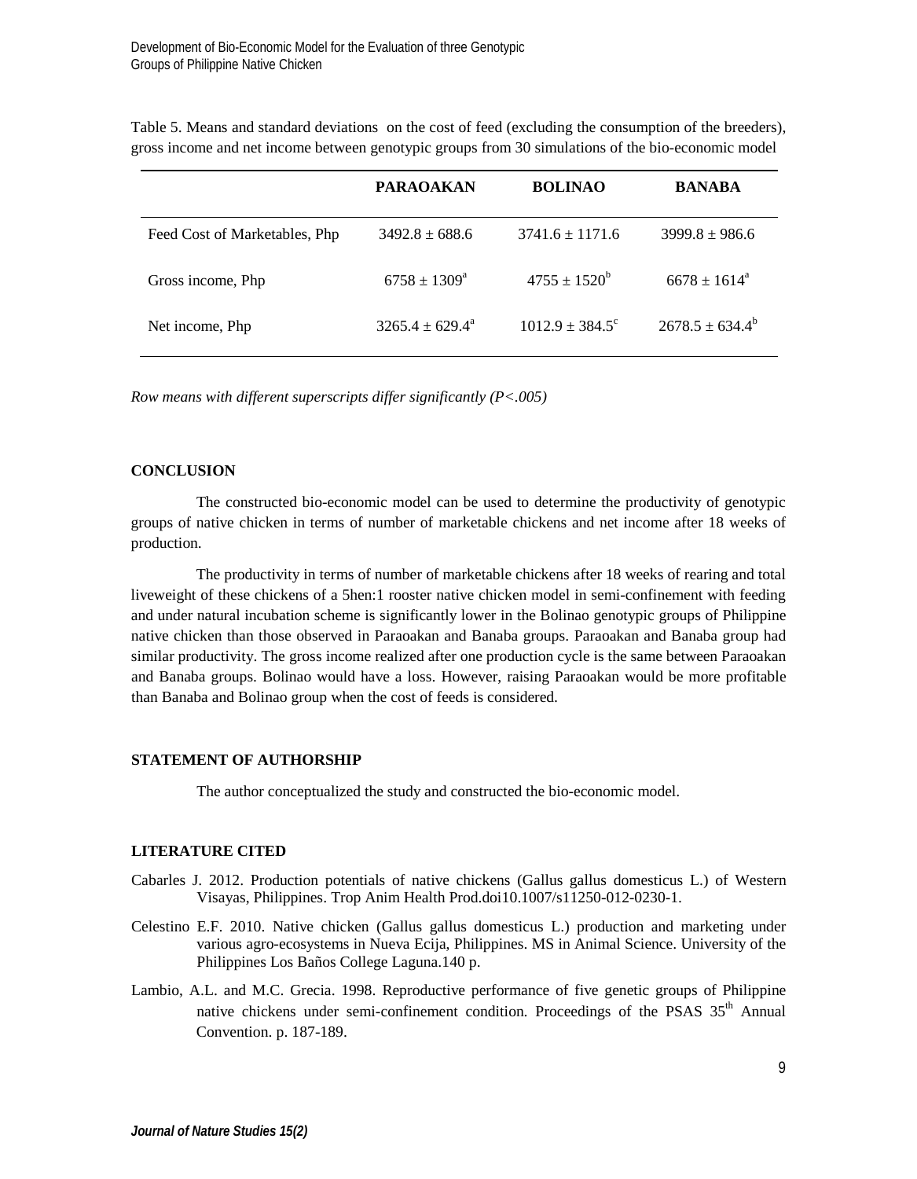Table 5. Means and standard deviations on the cost of feed (excluding the consumption of the breeders), gross income and net income between genotypic groups from 30 simulations of the bio-economic model

| | PARAOAKAN | BOLINAO | BANABA |
|---|---|---|---|
| Feed Cost of Marketables, Php | 3492.8 ± 688.6 | 3741.6 ± 1171.6 | 3999.8 ± 986.6 |
| Gross income, Php | 6758 ± 1309[a] | 4755 ± 1520[b] | 6678 ± 1614[a] |
| Net income, Php | 3265.4 ± 629.4[a] | 1012.9 ± 384.5[c] | 2678.5 ± 634.4[b] |

*Row means with different superscripts differ significantly (P<.005)*

## CONCLUSION

The constructed bio-economic model can be used to determine the productivity of genotypic groups of native chicken in terms of number of marketable chickens and net income after 18 weeks of production.

The productivity in terms of number of marketable chickens after 18 weeks of rearing and total liveweight of these chickens of a 5hen:1 rooster native chicken model in semi-confinement with feeding and under natural incubation scheme is significantly lower in the Bolinao genotypic groups of Philippine native chicken than those observed in Paraoakan and Banaba groups. Paraoakan and Banaba group had similar productivity. The gross income realized after one production cycle is the same between Paraoakan and Banaba groups. Bolinao would have a loss. However, raising Paraoakan would be more profitable than Banaba and Bolinao group when the cost of feeds is considered.

## STATEMENT OF AUTHORSHIP

The author conceptualized the study and constructed the bio-economic model.

## LITERATURE CITED

Cabarles J. 2012. Production potentials of native chickens (Gallus gallus domesticus L.) of Western Visayas, Philippines. Trop Anim Health Prod.doi10.1007/s11250-012-0230-1.

Celestino E.F. 2010. Native chicken (Gallus gallus domesticus L.) production and marketing under various agro-ecosystems in Nueva Ecija, Philippines. MS in Animal Science. University of the Philippines Los Baños College Laguna.140 p.

Lambio, A.L. and M.C. Grecia. 1998. Reproductive performance of five genetic groups of Philippine native chickens under semi-confinement condition. Proceedings of the PSAS 35th Annual Convention. p. 187-189.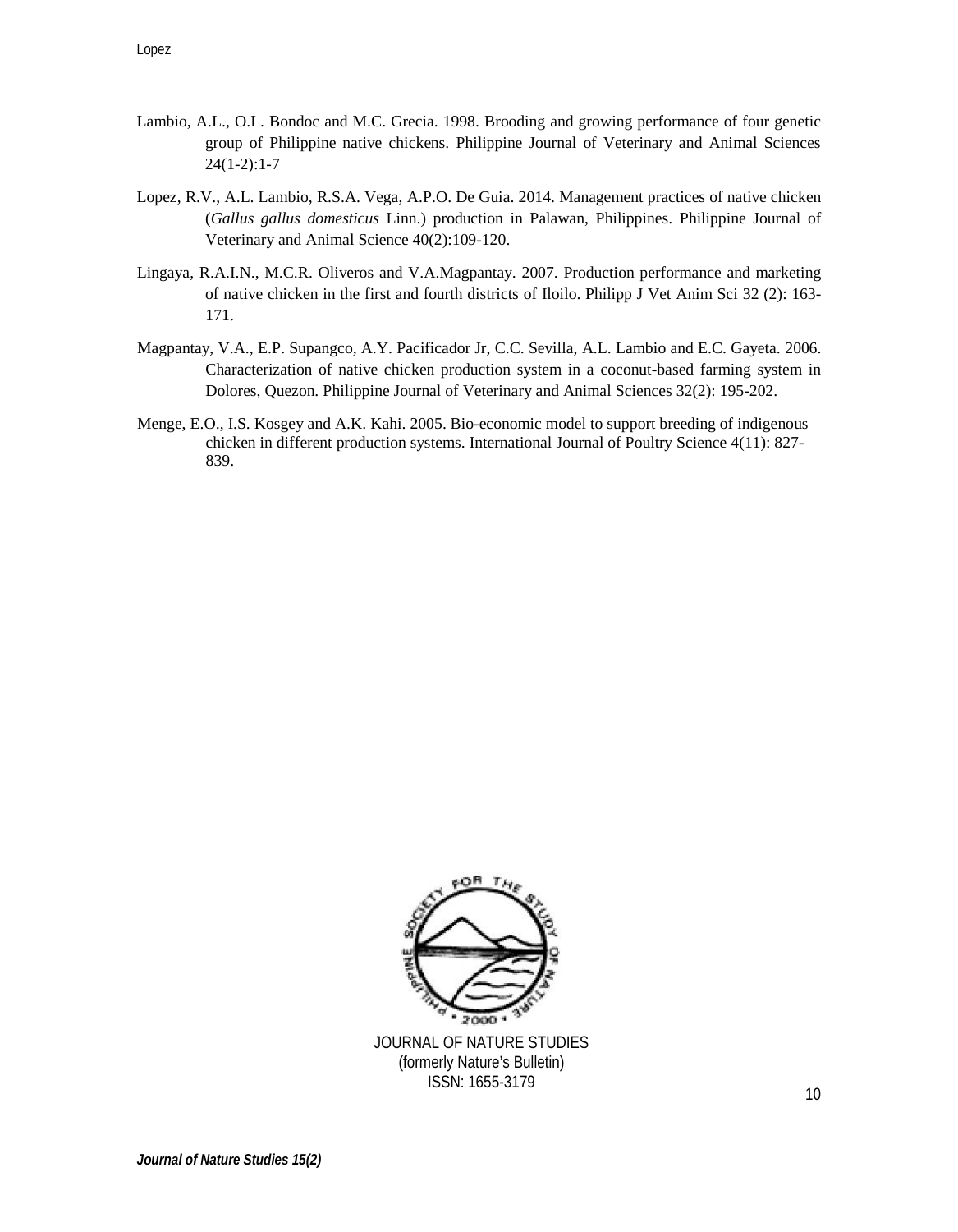Lambio, A.L., O.L. Bondoc and M.C. Grecia. 1998. Brooding and growing performance of four genetic group of Philippine native chickens. Philippine Journal of Veterinary and Animal Sciences 24(1-2):1-7

Lopez, R.V., A.L. Lambio, R.S.A. Vega, A.P.O. De Guia. 2014. Management practices of native chicken (*Gallus gallus domesticus* Linn.) production in Palawan, Philippines. Philippine Journal of Veterinary and Animal Science 40(2):109-120.

Lingaya, R.A.I.N., M.C.R. Oliveros and V.A.Magpantay. 2007. Production performance and marketing of native chicken in the first and fourth districts of Iloilo. Philipp J Vet Anim Sci 32 (2): 163-171.

Magpantay, V.A., E.P. Supangco, A.Y. Pacificador Jr, C.C. Sevilla, A.L. Lambio and E.C. Gayeta. 2006. Characterization of native chicken production system in a coconut-based farming system in Dolores, Quezon. Philippine Journal of Veterinary and Animal Sciences 32(2): 195-202.

Menge, E.O., I.S. Kosgey and A.K. Kahi. 2005. Bio-economic model to support breeding of indigenous chicken in different production systems. International Journal of Poultry Science 4(11): 827-839.

JOURNAL OF NATURE STUDIES
(formerly Nature's Bulletin)
ISSN: 1655-3179